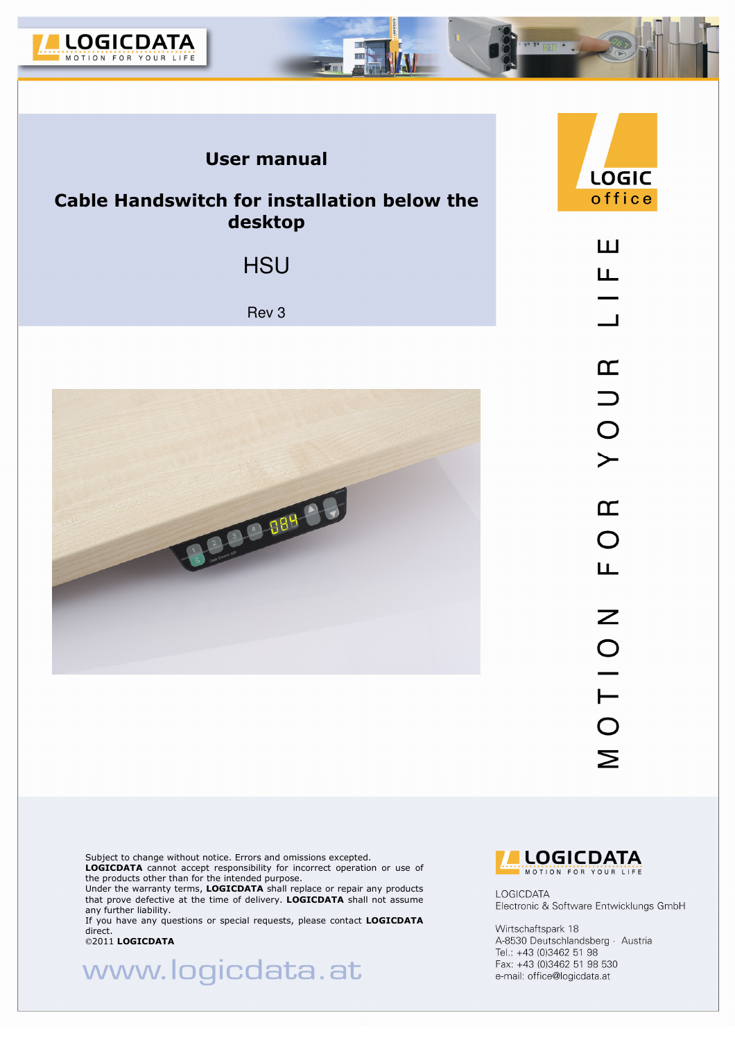# User manual

# Cable Handswitch for installation below the desktop

## HSU

Rev 3

MOTION FOR YOUR LIFE

Subject to change without notice. Errors and omissions excepted.
**LOGICDATA** cannot accept responsibility for incorrect operation or use of the products other than for the intended purpose.
Under the warranty terms, **LOGICDATA** shall replace or repair any products that prove defective at the time of delivery. **LOGICDATA** shall not assume any further liability.
If you have any questions or special requests, please contact **LOGICDATA** direct.
©2011 **LOGICDATA**

www.logicdata.at

LOGICDATA
Electronic & Software Entwicklungs GmbH

Wirtschaftspark 18
A-8530 Deutschlandsberg · Austria
Tel.: +43 (0)3462 51 98
Fax: +43 (0)3462 51 98 530
e-mail: office@logicdata.at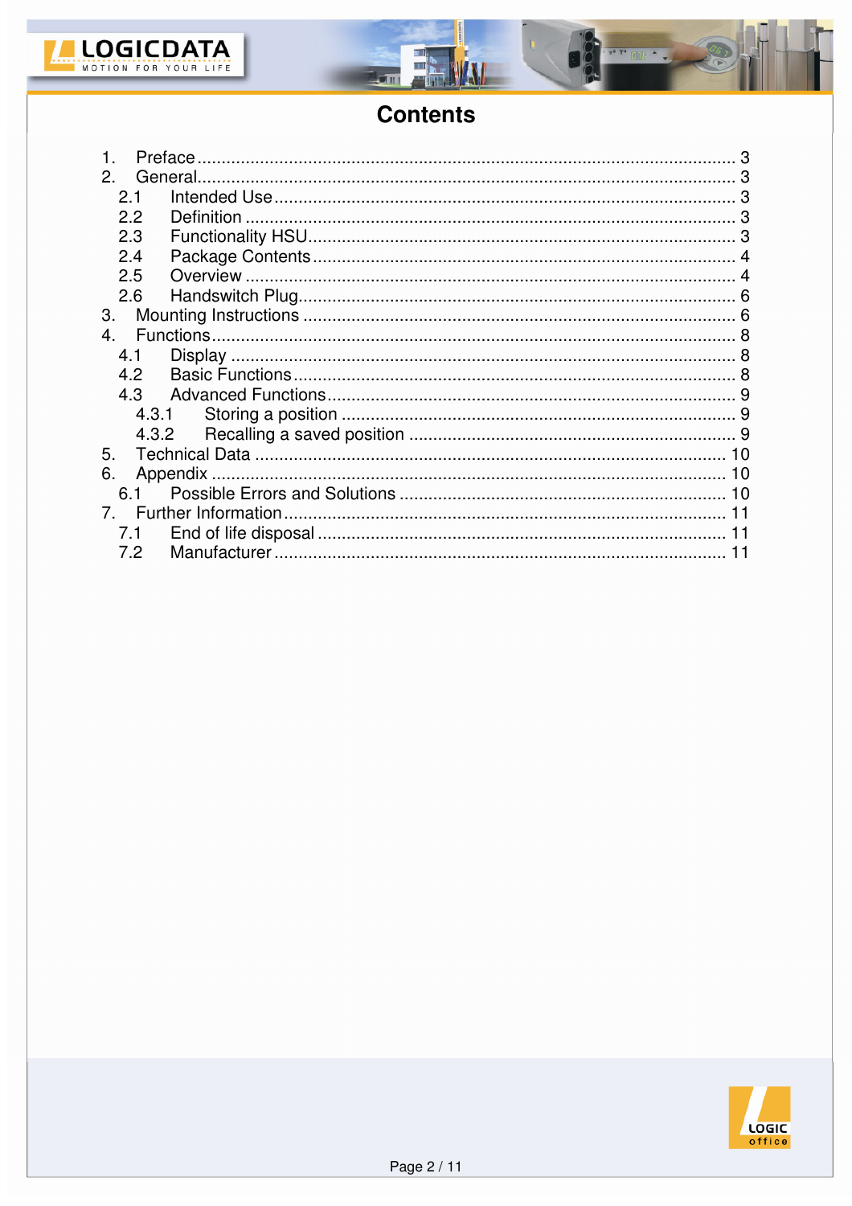# Contents

1. Preface ........................................................................................................ 3
2. General........................................................................................................ 3
   2.1 Intended Use ........................................................................................ 3
   2.2 Definition ............................................................................................. 3
   2.3 Functionality HSU................................................................................. 3
   2.4 Package Contents ................................................................................ 4
   2.5 Overview .............................................................................................. 4
   2.6 Handswitch Plug.................................................................................. 6
3. Mounting Instructions .................................................................................. 6
4. Functions..................................................................................................... 8
   4.1 Display ................................................................................................. 8
   4.2 Basic Functions.................................................................................... 8
   4.3 Advanced Functions............................................................................. 9
      4.3.1 Storing a position ........................................................................... 9
      4.3.2 Recalling a saved position ............................................................. 9
5. Technical Data .......................................................................................... 10
6. Appendix ................................................................................................... 10
   6.1 Possible Errors and Solutions ............................................................ 10
7. Further Information.................................................................................... 11
   7.1 End of life disposal ............................................................................ 11
   7.2 Manufacturer...................................................................................... 11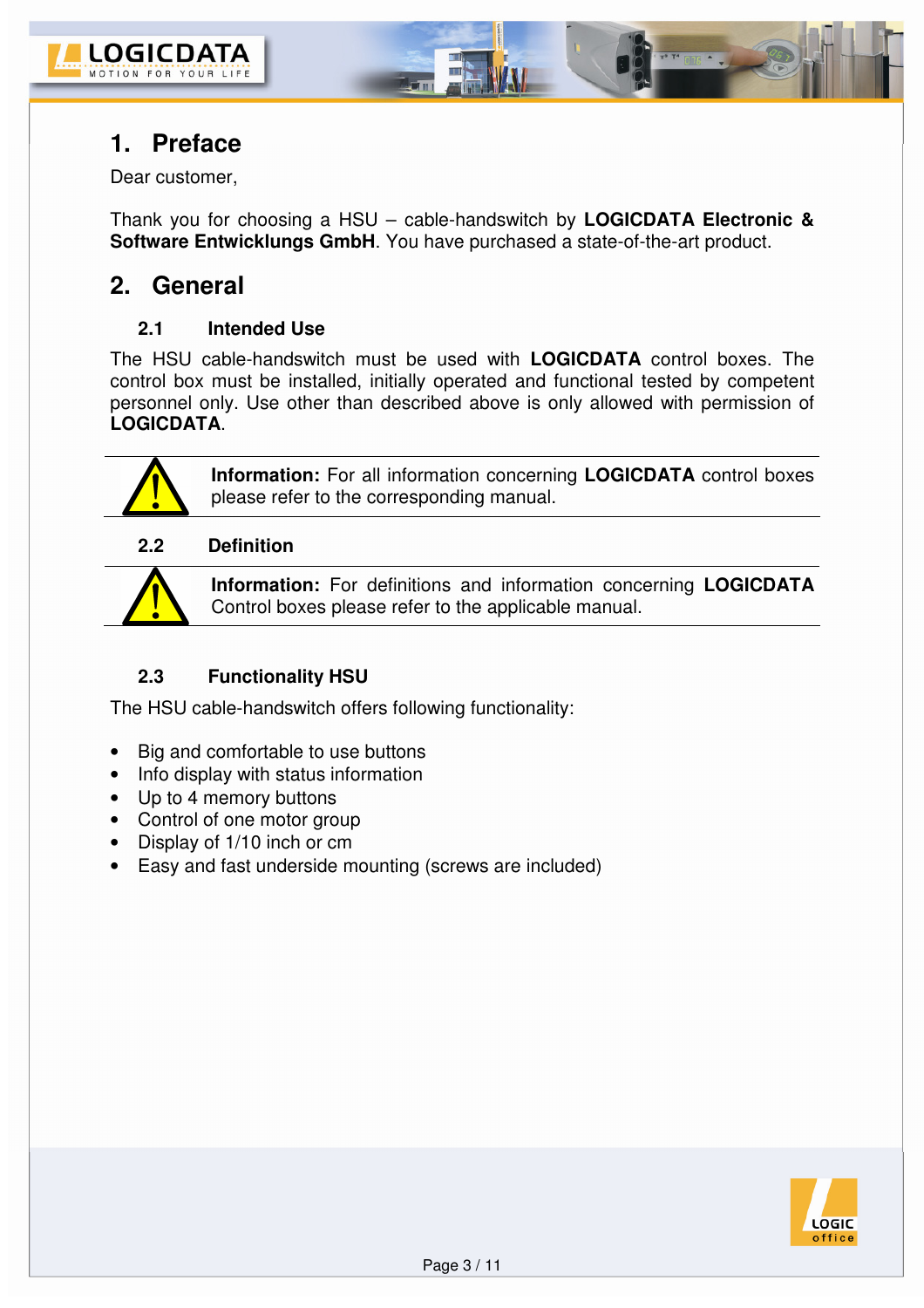# 1. Preface

Dear customer,

Thank you for choosing a HSU – cable-handswitch by **LOGICDATA Electronic & Software Entwicklungs GmbH**. You have purchased a state-of-the-art product.

# 2. General

## 2.1 Intended Use

The HSU cable-handswitch must be used with **LOGICDATA** control boxes. The control box must be installed, initially operated and functional tested by competent personnel only. Use other than described above is only allowed with permission of **LOGICDATA**.

**Information:** For all information concerning **LOGICDATA** control boxes please refer to the corresponding manual.

## 2.2 Definition

**Information:** For definitions and information concerning **LOGICDATA** Control boxes please refer to the applicable manual.

## 2.3 Functionality HSU

The HSU cable-handswitch offers following functionality:

- Big and comfortable to use buttons
- Info display with status information
- Up to 4 memory buttons
- Control of one motor group
- Display of 1/10 inch or cm
- Easy and fast underside mounting (screws are included)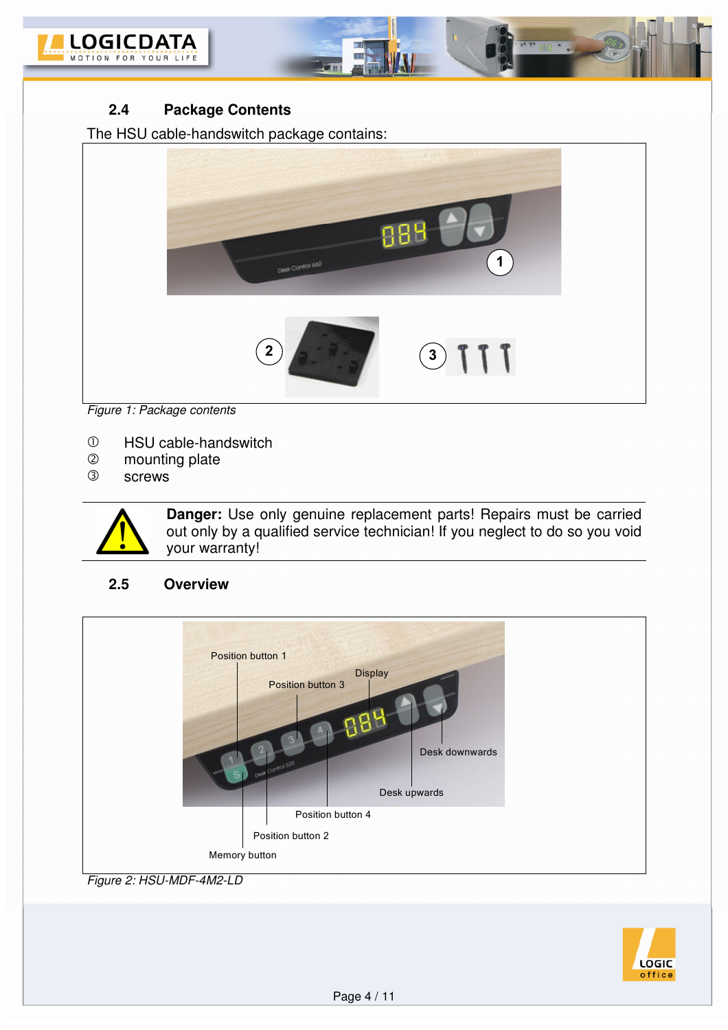## 2.4 Package Contents

The HSU cable-handswitch package contains:

*Figure 1: Package contents*

① HSU cable-handswitch
② mounting plate
③ screws

**Danger:** Use only genuine replacement parts! Repairs must be carried out only by a qualified service technician! If you neglect to do so you void your warranty!

## 2.5 Overview

*Figure 2: HSU-MDF-4M2-LD*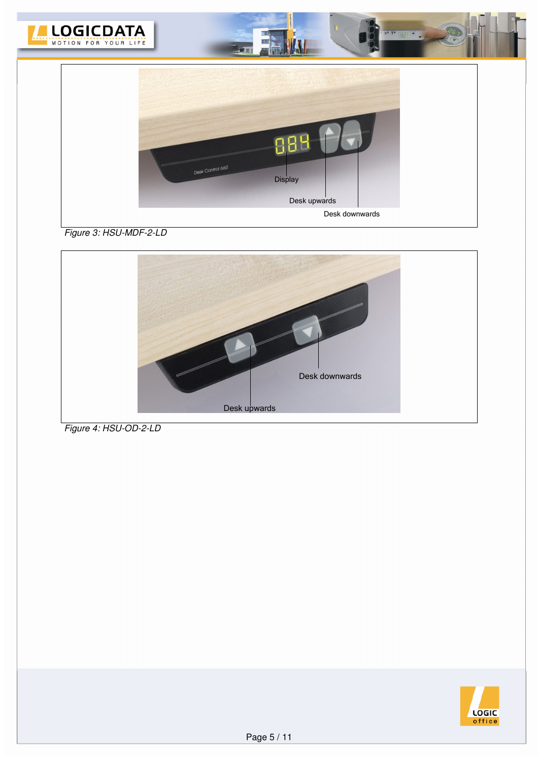Display

Desk upwards

Desk downwards

*Figure 3: HSU-MDF-2-LD*

Desk downwards

Desk upwards

*Figure 4: HSU-OD-2-LD*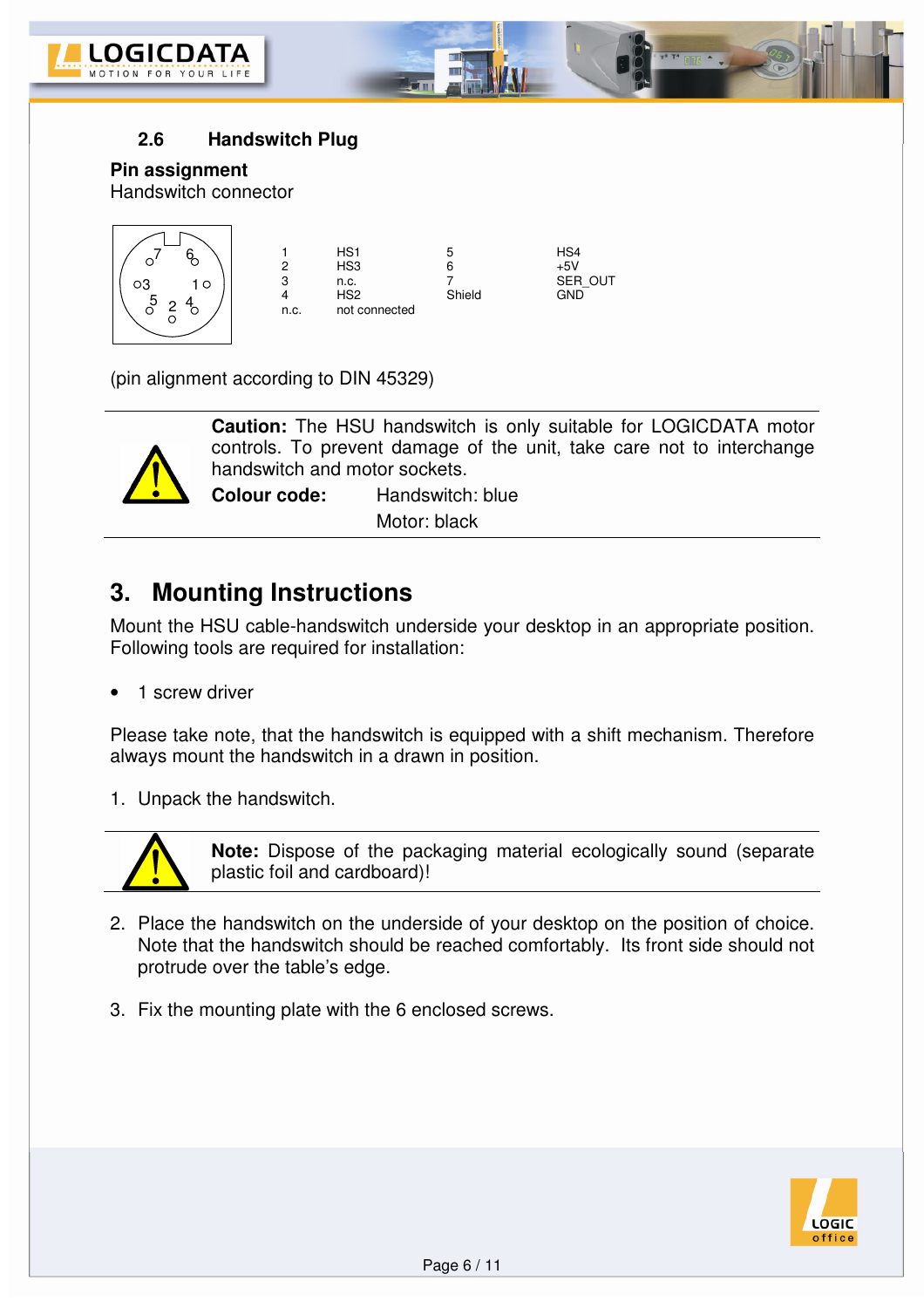## 2.6 Handswitch Plug

**Pin assignment**

Handswitch connector

| | | | |
|---|---|---|---|
| 1 | HS1 | 5 | HS4 |
| 2 | HS3 | 6 | +5V |
| 3 | n.c. | 7 | SER_OUT |
| 4 | HS2 | Shield | GND |
| n.c. | not connected | | |

(pin alignment according to DIN 45329)

**Caution:** The HSU handswitch is only suitable for LOGICDATA motor controls. To prevent damage of the unit, take care not to interchange handswitch and motor sockets.

**Colour code:** Handswitch: blue
Motor: black

# 3. Mounting Instructions

Mount the HSU cable-handswitch underside your desktop in an appropriate position. Following tools are required for installation:

- 1 screw driver

Please take note, that the handswitch is equipped with a shift mechanism. Therefore always mount the handswitch in a drawn in position.

1. Unpack the handswitch.

**Note:** Dispose of the packaging material ecologically sound (separate plastic foil and cardboard)!

2. Place the handswitch on the underside of your desktop on the position of choice. Note that the handswitch should be reached comfortably. Its front side should not protrude over the table's edge.

3. Fix the mounting plate with the 6 enclosed screws.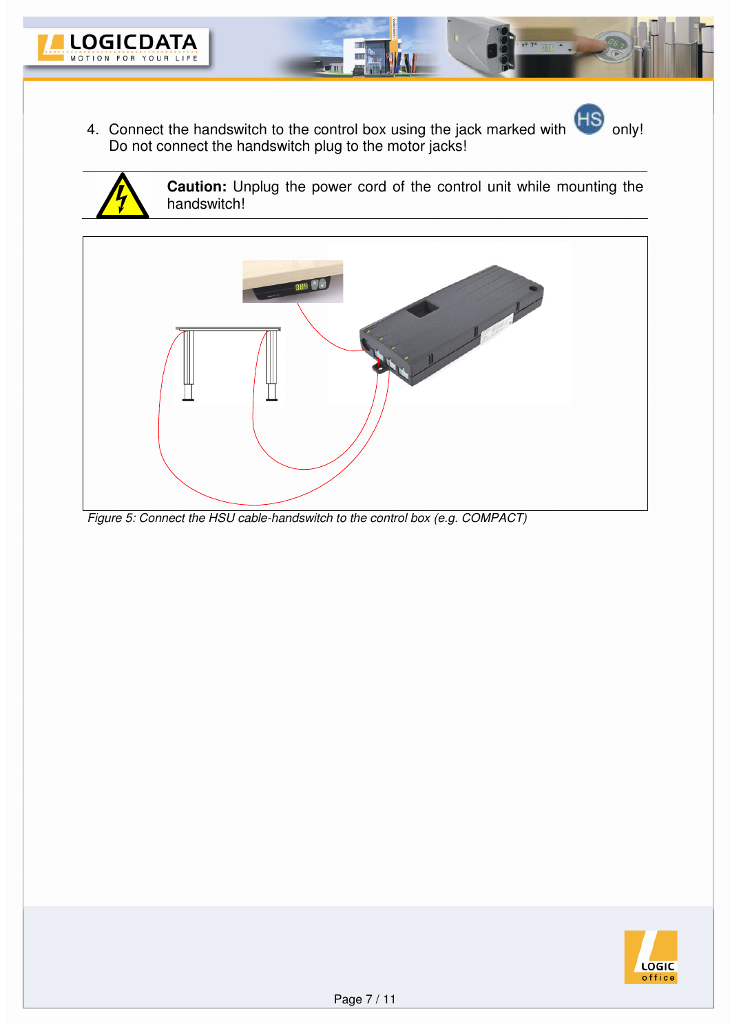4. Connect the handswitch to the control box using the jack marked with HS only! Do not connect the handswitch plug to the motor jacks!

**Caution:** Unplug the power cord of the control unit while mounting the handswitch!

*Figure 5: Connect the HSU cable-handswitch to the control box (e.g. COMPACT)*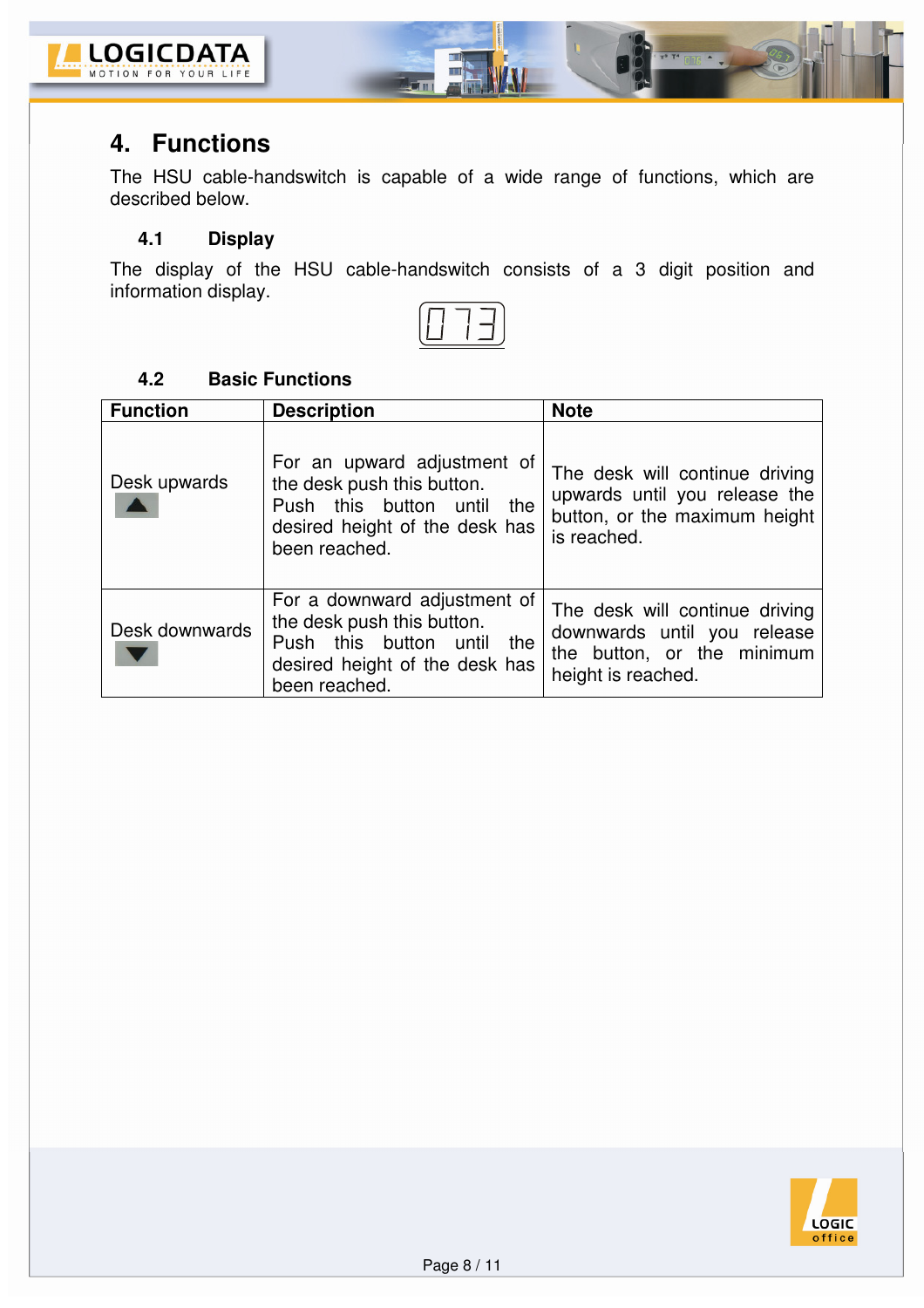# 4. Functions

The HSU cable-handswitch is capable of a wide range of functions, which are described below.

## 4.1 Display

The display of the HSU cable-handswitch consists of a 3 digit position and information display.

073

## 4.2 Basic Functions

| Function | Description | Note |
|---|---|---|
| Desk upwards ▲ | For an upward adjustment of the desk push this button. Push this button until the desired height of the desk has been reached. | The desk will continue driving upwards until you release the button, or the maximum height is reached. |
| Desk downwards ▼ | For a downward adjustment of the desk push this button. Push this button until the desired height of the desk has been reached. | The desk will continue driving downwards until you release the button, or the minimum height is reached. |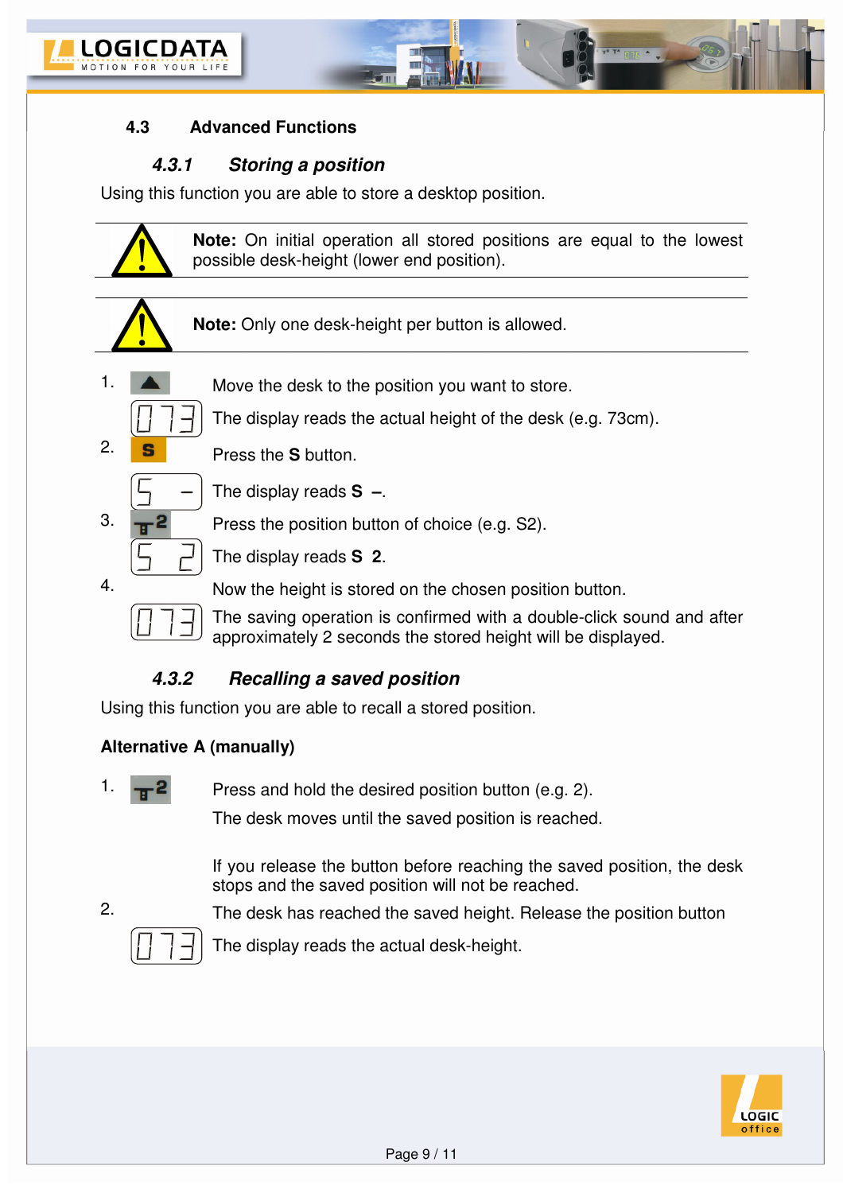## 4.3 Advanced Functions

### *4.3.1 Storing a position*

Using this function you are able to store a desktop position.

**Note:** On initial operation all stored positions are equal to the lowest possible desk-height (lower end position).

**Note:** Only one desk-height per button is allowed.

1. Move the desk to the position you want to store.
   
   The display reads the actual height of the desk (e.g. 73cm).
2. Press the **S** button.
   
   The display reads **S –**.
3. Press the position button of choice (e.g. S2).
   
   The display reads **S 2**.
4. Now the height is stored on the chosen position button.
   
   The saving operation is confirmed with a double-click sound and after approximately 2 seconds the stored height will be displayed.

### *4.3.2 Recalling a saved position*

Using this function you are able to recall a stored position.

**Alternative A (manually)**

1. Press and hold the desired position button (e.g. 2).
   
   The desk moves until the saved position is reached.
   
   If you release the button before reaching the saved position, the desk stops and the saved position will not be reached.
2. The desk has reached the saved height. Release the position button
   
   The display reads the actual desk-height.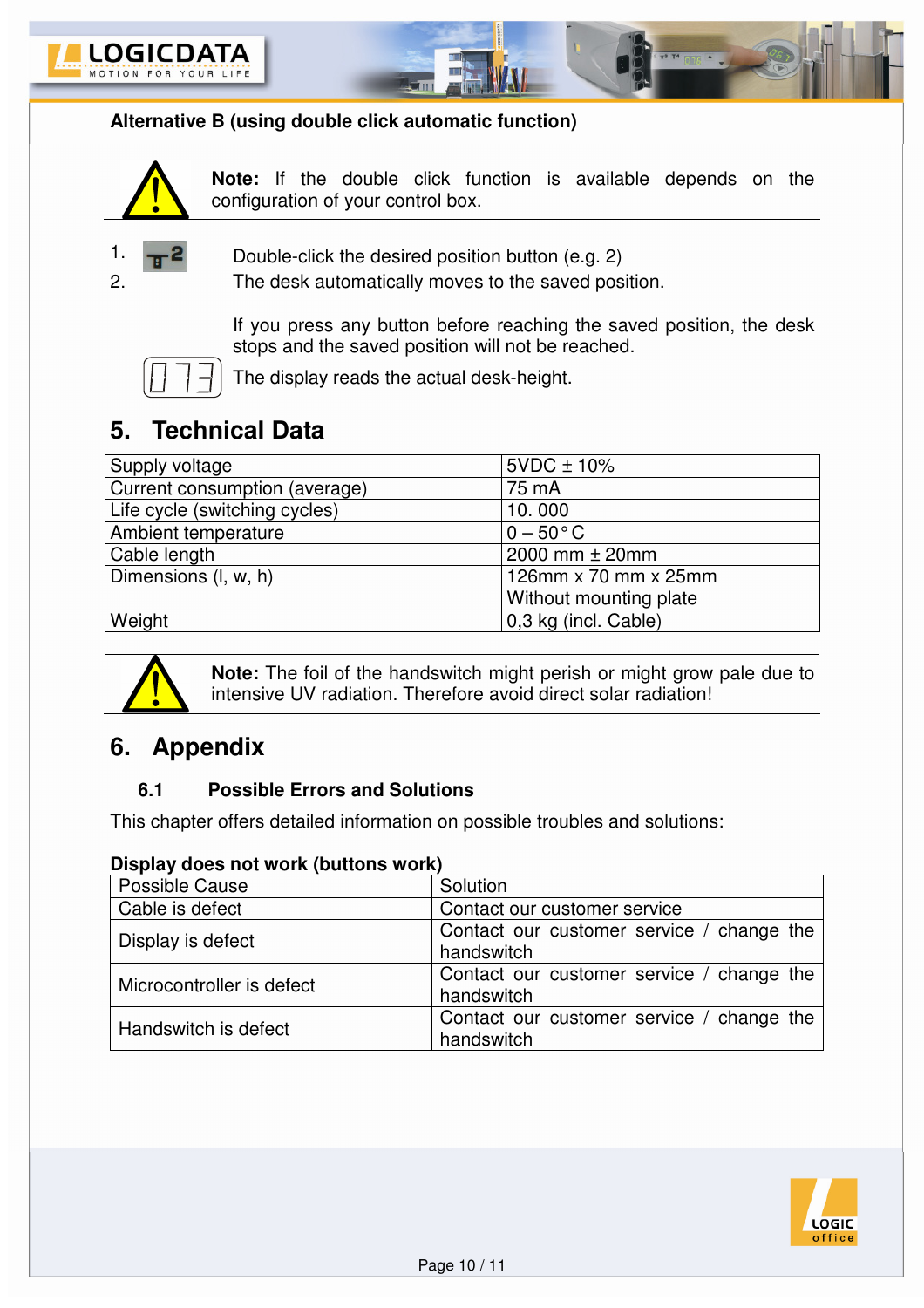**Alternative B (using double click automatic function)**

**Note:** If the double click function is available depends on the configuration of your control box.

1. Double-click the desired position button (e.g. 2)
2. The desk automatically moves to the saved position.

   If you press any button before reaching the saved position, the desk stops and the saved position will not be reached.

   073 The display reads the actual desk-height.

## 5. Technical Data

| | |
|---|---|
| Supply voltage | 5VDC ± 10% |
| Current consumption (average) | 75 mA |
| Life cycle (switching cycles) | 10. 000 |
| Ambient temperature | 0 – 50 ° C |
| Cable length | 2000 mm ± 20mm |
| Dimensions (l, w, h) | 126mm x 70 mm x 25mm<br>Without mounting plate |
| Weight | 0,3 kg (incl. Cable) |

**Note:** The foil of the handswitch might perish or might grow pale due to intensive UV radiation. Therefore avoid direct solar radiation!

## 6. Appendix

### 6.1 Possible Errors and Solutions

This chapter offers detailed information on possible troubles and solutions:

**Display does not work (buttons work)**

| Possible Cause | Solution |
|---|---|
| Cable is defect | Contact our customer service |
| Display is defect | Contact our customer service / change the handswitch |
| Microcontroller is defect | Contact our customer service / change the handswitch |
| Handswitch is defect | Contact our customer service / change the handswitch |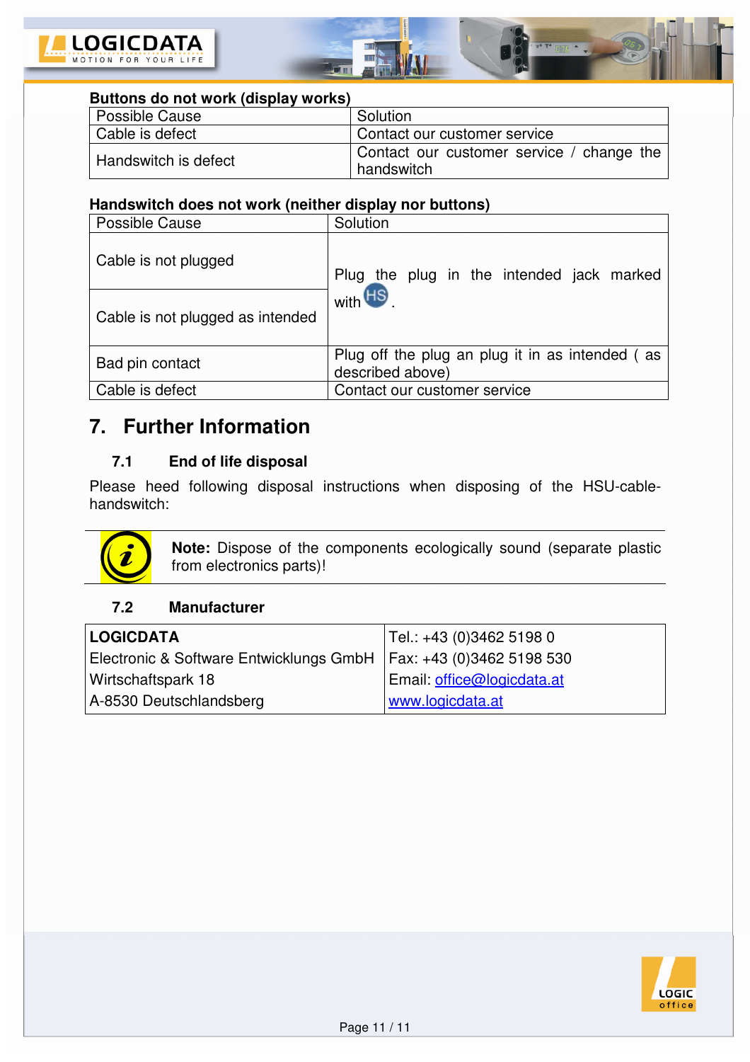**Buttons do not work (display works)**

| Possible Cause | Solution |
|---|---|
| Cable is defect | Contact our customer service |
| Handswitch is defect | Contact our customer service / change the handswitch |

**Handswitch does not work (neither display nor buttons)**

| Possible Cause | Solution |
|---|---|
| Cable is not plugged | Plug the plug in the intended jack marked with HS. |
| Cable is not plugged as intended | |
| Bad pin contact | Plug off the plug an plug it in as intended ( as described above) |
| Cable is defect | Contact our customer service |

# 7. Further Information

## 7.1 End of life disposal

Please heed following disposal instructions when disposing of the HSU-cable-handswitch:

**Note:** Dispose of the components ecologically sound (separate plastic from electronics parts)!

## 7.2 Manufacturer

| | |
|---|---|
| **LOGICDATA** | Tel.: +43 (0)3462 5198 0 |
| Electronic & Software Entwicklungs GmbH | Fax: +43 (0)3462 5198 530 |
| Wirtschaftspark 18 | Email: office@logicdata.at |
| A-8530 Deutschlandsberg | www.logicdata.at |